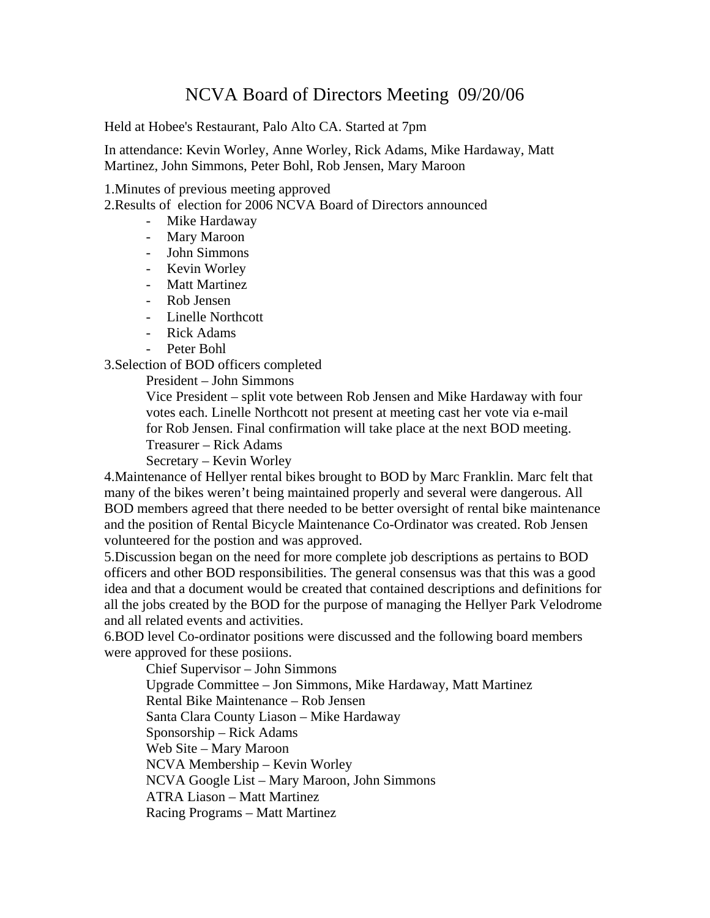# NCVA Board of Directors Meeting 09/20/06

Held at Hobee's Restaurant, Palo Alto CA. Started at 7pm

In attendance: Kevin Worley, Anne Worley, Rick Adams, Mike Hardaway, Matt Martinez, John Simmons, Peter Bohl, Rob Jensen, Mary Maroon

1.Minutes of previous meeting approved

2.Results of election for 2006 NCVA Board of Directors announced

- Mike Hardaway
- Mary Maroon
- John Simmons
- Kevin Worley
- Matt Martinez
- Rob Jensen
- Linelle Northcott
- Rick Adams
- Peter Bohl

3.Selection of BOD officers completed

President – John Simmons

Vice President – split vote between Rob Jensen and Mike Hardaway with four votes each. Linelle Northcott not present at meeting cast her vote via e-mail for Rob Jensen. Final confirmation will take place at the next BOD meeting.

Treasurer – Rick Adams

Secretary – Kevin Worley

4.Maintenance of Hellyer rental bikes brought to BOD by Marc Franklin. Marc felt that many of the bikes weren't being maintained properly and several were dangerous. All BOD members agreed that there needed to be better oversight of rental bike maintenance and the position of Rental Bicycle Maintenance Co-Ordinator was created. Rob Jensen volunteered for the postion and was approved.

5.Discussion began on the need for more complete job descriptions as pertains to BOD officers and other BOD responsibilities. The general consensus was that this was a good idea and that a document would be created that contained descriptions and definitions for all the jobs created by the BOD for the purpose of managing the Hellyer Park Velodrome and all related events and activities.

6.BOD level Co-ordinator positions were discussed and the following board members were approved for these posiions.

Chief Supervisor – John Simmons

Upgrade Committee – Jon Simmons, Mike Hardaway, Matt Martinez

Rental Bike Maintenance – Rob Jensen

Santa Clara County Liason – Mike Hardaway

Sponsorship – Rick Adams

Web Site – Mary Maroon

NCVA Membership – Kevin Worley

NCVA Google List – Mary Maroon, John Simmons

ATRA Liason – Matt Martinez

Racing Programs – Matt Martinez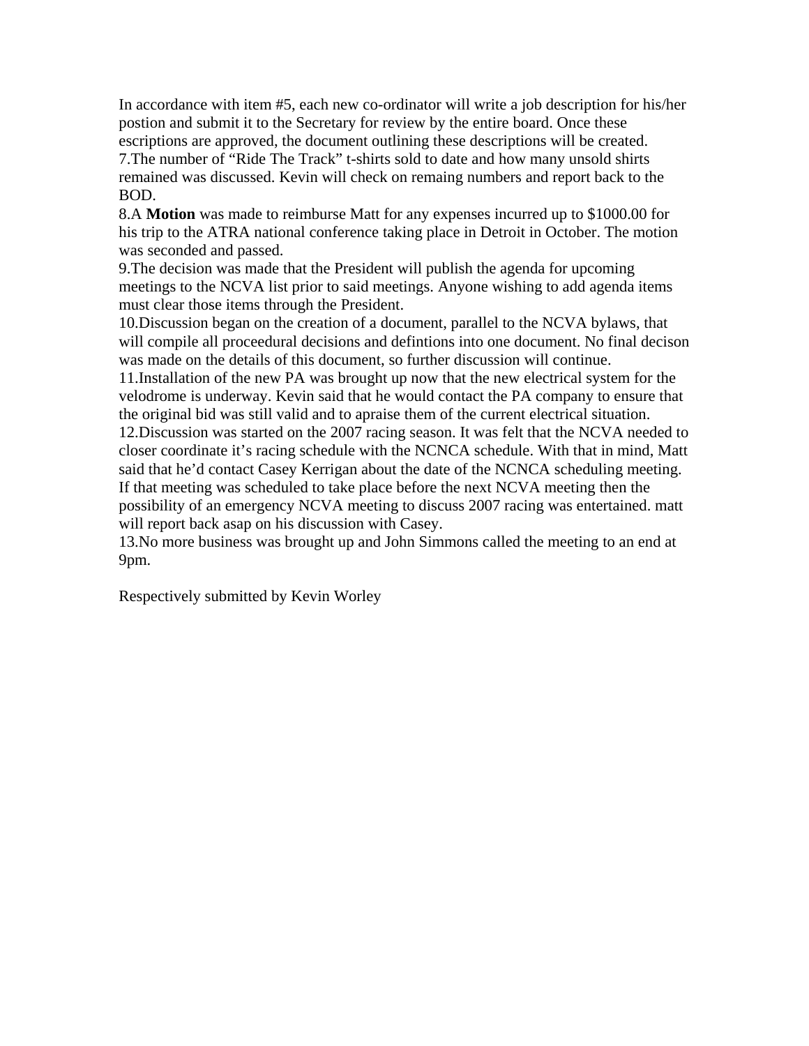In accordance with item #5, each new co-ordinator will write a job description for his/her postion and submit it to the Secretary for review by the entire board. Once these escriptions are approved, the document outlining these descriptions will be created.

7.The number of "Ride The Track" t-shirts sold to date and how many unsold shirts remained was discussed. Kevin will check on remaing numbers and report back to the BOD.

8.A **Motion** was made to reimburse Matt for any expenses incurred up to $1000.00 for his trip to the ATRA national conference taking place in Detroit in October. The motion was seconded and passed.

9.The decision was made that the President will publish the agenda for upcoming meetings to the NCVA list prior to said meetings. Anyone wishing to add agenda items must clear those items through the President.

10.Discussion began on the creation of a document, parallel to the NCVA bylaws, that will compile all proceedural decisions and defintions into one document. No final decison was made on the details of this document, so further discussion will continue.

11.Installation of the new PA was brought up now that the new electrical system for the velodrome is underway. Kevin said that he would contact the PA company to ensure that the original bid was still valid and to apraise them of the current electrical situation.

12.Discussion was started on the 2007 racing season. It was felt that the NCVA needed to closer coordinate it's racing schedule with the NCNCA schedule. With that in mind, Matt said that he'd contact Casey Kerrigan about the date of the NCNCA scheduling meeting. If that meeting was scheduled to take place before the next NCVA meeting then the possibility of an emergency NCVA meeting to discuss 2007 racing was entertained. matt will report back asap on his discussion with Casey.

13.No more business was brought up and John Simmons called the meeting to an end at 9pm.

Respectively submitted by Kevin Worley